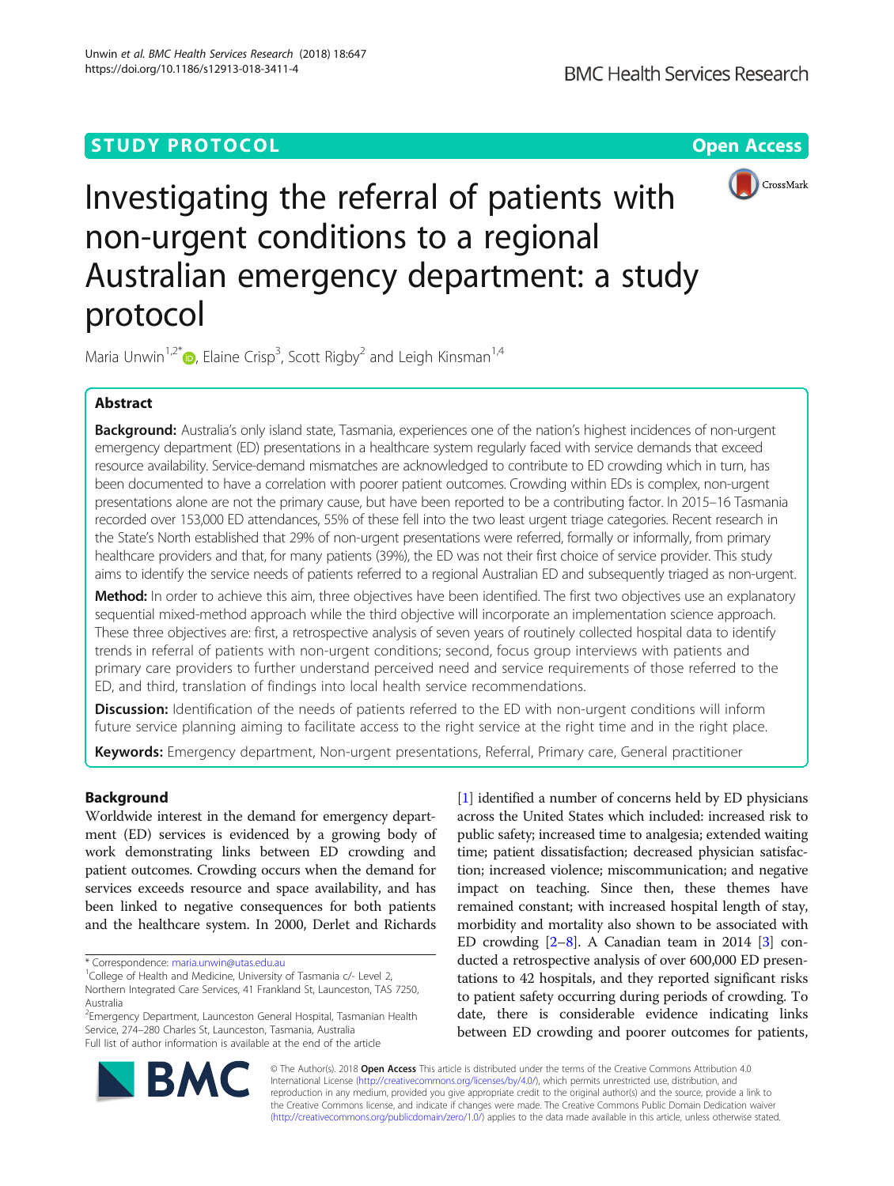STUDY PROTOCOL

Open Access

# Investigating the referral of patients with non-urgent conditions to a regional Australian emergency department: a study protocol

Maria Unwin[1,2*], Elaine Crisp[3], Scott Rigby[2] and Leigh Kinsman[1,4]

## Abstract

**Background:** Australia's only island state, Tasmania, experiences one of the nation's highest incidences of non-urgent emergency department (ED) presentations in a healthcare system regularly faced with service demands that exceed resource availability. Service-demand mismatches are acknowledged to contribute to ED crowding which in turn, has been documented to have a correlation with poorer patient outcomes. Crowding within EDs is complex, non-urgent presentations alone are not the primary cause, but have been reported to be a contributing factor. In 2015–16 Tasmania recorded over 153,000 ED attendances, 55% of these fell into the two least urgent triage categories. Recent research in the State's North established that 29% of non-urgent presentations were referred, formally or informally, from primary healthcare providers and that, for many patients (39%), the ED was not their first choice of service provider. This study aims to identify the service needs of patients referred to a regional Australian ED and subsequently triaged as non-urgent.

**Method:** In order to achieve this aim, three objectives have been identified. The first two objectives use an explanatory sequential mixed-method approach while the third objective will incorporate an implementation science approach. These three objectives are: first, a retrospective analysis of seven years of routinely collected hospital data to identify trends in referral of patients with non-urgent conditions; second, focus group interviews with patients and primary care providers to further understand perceived need and service requirements of those referred to the ED, and third, translation of findings into local health service recommendations.

**Discussion:** Identification of the needs of patients referred to the ED with non-urgent conditions will inform future service planning aiming to facilitate access to the right service at the right time and in the right place.

**Keywords:** Emergency department, Non-urgent presentations, Referral, Primary care, General practitioner

## Background

Worldwide interest in the demand for emergency department (ED) services is evidenced by a growing body of work demonstrating links between ED crowding and patient outcomes. Crowding occurs when the demand for services exceeds resource and space availability, and has been linked to negative consequences for both patients and the healthcare system. In 2000, Derlet and Richards [1] identified a number of concerns held by ED physicians across the United States which included: increased risk to public safety; increased time to analgesia; extended waiting time; patient dissatisfaction; decreased physician satisfaction; increased violence; miscommunication; and negative impact on teaching. Since then, these themes have remained constant; with increased hospital length of stay, morbidity and mortality also shown to be associated with ED crowding [2–8]. A Canadian team in 2014 [3] conducted a retrospective analysis of over 600,000 ED presentations to 42 hospitals, and they reported significant risks to patient safety occurring during periods of crowding. To date, there is considerable evidence indicating links between ED crowding and poorer outcomes for patients,

* Correspondence: maria.unwin@utas.edu.au
[1]College of Health and Medicine, University of Tasmania c/- Level 2, Northern Integrated Care Services, 41 Frankland St, Launceston, TAS 7250, Australia
[2]Emergency Department, Launceston General Hospital, Tasmanian Health Service, 274–280 Charles St, Launceston, Tasmania, Australia
Full list of author information is available at the end of the article

© The Author(s). 2018 **Open Access** This article is distributed under the terms of the Creative Commons Attribution 4.0 International License (http://creativecommons.org/licenses/by/4.0/), which permits unrestricted use, distribution, and reproduction in any medium, provided you give appropriate credit to the original author(s) and the source, provide a link to the Creative Commons license, and indicate if changes were made. The Creative Commons Public Domain Dedication waiver (http://creativecommons.org/publicdomain/zero/1.0/) applies to the data made available in this article, unless otherwise stated.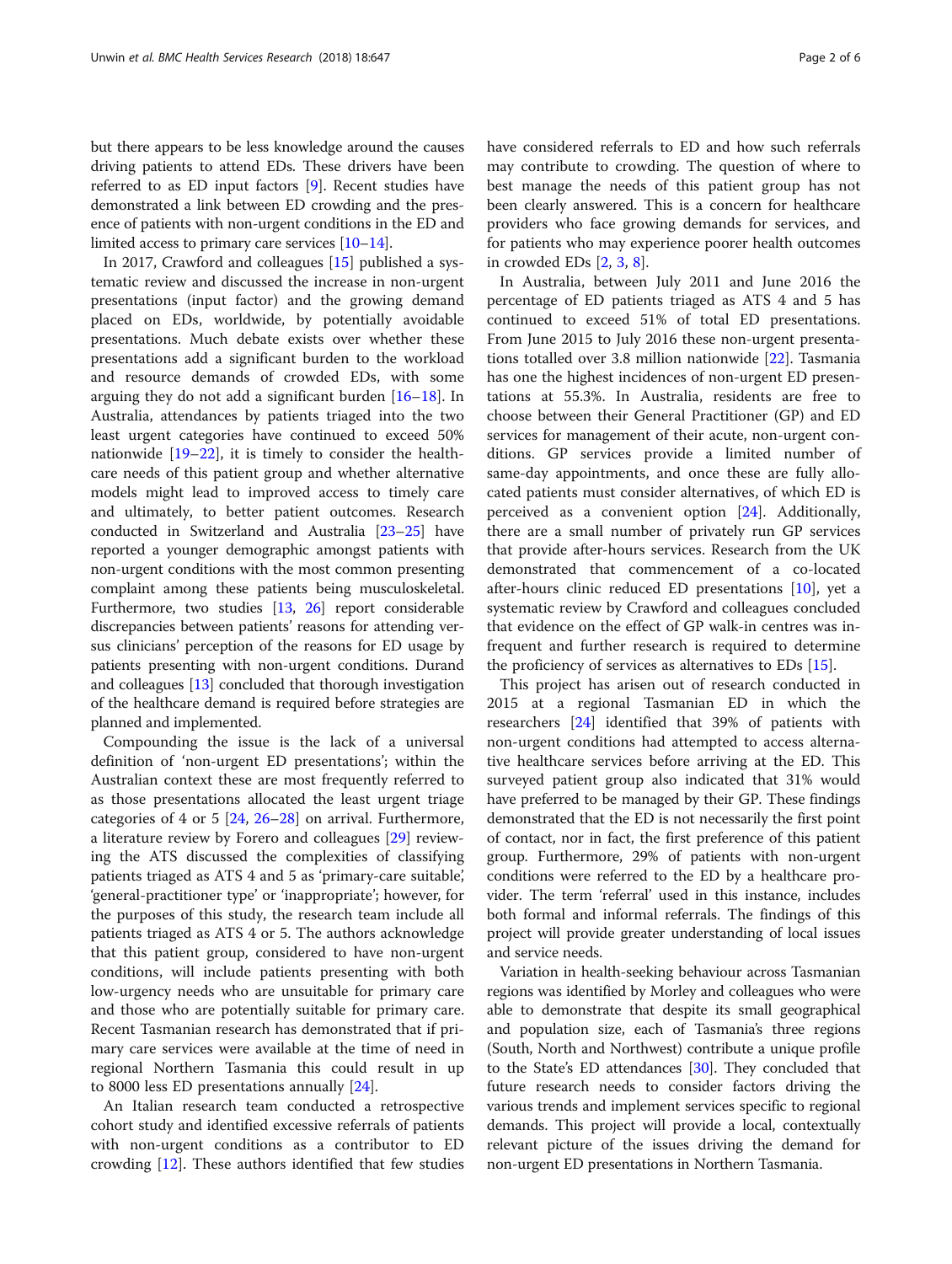but there appears to be less knowledge around the causes driving patients to attend EDs. These drivers have been referred to as ED input factors [9]. Recent studies have demonstrated a link between ED crowding and the presence of patients with non-urgent conditions in the ED and limited access to primary care services [10–14].

In 2017, Crawford and colleagues [15] published a systematic review and discussed the increase in non-urgent presentations (input factor) and the growing demand placed on EDs, worldwide, by potentially avoidable presentations. Much debate exists over whether these presentations add a significant burden to the workload and resource demands of crowded EDs, with some arguing they do not add a significant burden [16–18]. In Australia, attendances by patients triaged into the two least urgent categories have continued to exceed 50% nationwide [19–22], it is timely to consider the healthcare needs of this patient group and whether alternative models might lead to improved access to timely care and ultimately, to better patient outcomes. Research conducted in Switzerland and Australia [23–25] have reported a younger demographic amongst patients with non-urgent conditions with the most common presenting complaint among these patients being musculoskeletal. Furthermore, two studies [13, 26] report considerable discrepancies between patients' reasons for attending versus clinicians' perception of the reasons for ED usage by patients presenting with non-urgent conditions. Durand and colleagues [13] concluded that thorough investigation of the healthcare demand is required before strategies are planned and implemented.

Compounding the issue is the lack of a universal definition of 'non-urgent ED presentations'; within the Australian context these are most frequently referred to as those presentations allocated the least urgent triage categories of 4 or 5 [24, 26–28] on arrival. Furthermore, a literature review by Forero and colleagues [29] reviewing the ATS discussed the complexities of classifying patients triaged as ATS 4 and 5 as 'primary-care suitable', 'general-practitioner type' or 'inappropriate'; however, for the purposes of this study, the research team include all patients triaged as ATS 4 or 5. The authors acknowledge that this patient group, considered to have non-urgent conditions, will include patients presenting with both low-urgency needs who are unsuitable for primary care and those who are potentially suitable for primary care. Recent Tasmanian research has demonstrated that if primary care services were available at the time of need in regional Northern Tasmania this could result in up to 8000 less ED presentations annually [24].

An Italian research team conducted a retrospective cohort study and identified excessive referrals of patients with non-urgent conditions as a contributor to ED crowding [12]. These authors identified that few studies have considered referrals to ED and how such referrals may contribute to crowding. The question of where to best manage the needs of this patient group has not been clearly answered. This is a concern for healthcare providers who face growing demands for services, and for patients who may experience poorer health outcomes in crowded EDs [2, 3, 8].

In Australia, between July 2011 and June 2016 the percentage of ED patients triaged as ATS 4 and 5 has continued to exceed 51% of total ED presentations. From June 2015 to July 2016 these non-urgent presentations totalled over 3.8 million nationwide [22]. Tasmania has one the highest incidences of non-urgent ED presentations at 55.3%. In Australia, residents are free to choose between their General Practitioner (GP) and ED services for management of their acute, non-urgent conditions. GP services provide a limited number of same-day appointments, and once these are fully allocated patients must consider alternatives, of which ED is perceived as a convenient option [24]. Additionally, there are a small number of privately run GP services that provide after-hours services. Research from the UK demonstrated that commencement of a co-located after-hours clinic reduced ED presentations [10], yet a systematic review by Crawford and colleagues concluded that evidence on the effect of GP walk-in centres was infrequent and further research is required to determine the proficiency of services as alternatives to EDs [15].

This project has arisen out of research conducted in 2015 at a regional Tasmanian ED in which the researchers [24] identified that 39% of patients with non-urgent conditions had attempted to access alternative healthcare services before arriving at the ED. This surveyed patient group also indicated that 31% would have preferred to be managed by their GP. These findings demonstrated that the ED is not necessarily the first point of contact, nor in fact, the first preference of this patient group. Furthermore, 29% of patients with non-urgent conditions were referred to the ED by a healthcare provider. The term 'referral' used in this instance, includes both formal and informal referrals. The findings of this project will provide greater understanding of local issues and service needs.

Variation in health-seeking behaviour across Tasmanian regions was identified by Morley and colleagues who were able to demonstrate that despite its small geographical and population size, each of Tasmania's three regions (South, North and Northwest) contribute a unique profile to the State's ED attendances [30]. They concluded that future research needs to consider factors driving the various trends and implement services specific to regional demands. This project will provide a local, contextually relevant picture of the issues driving the demand for non-urgent ED presentations in Northern Tasmania.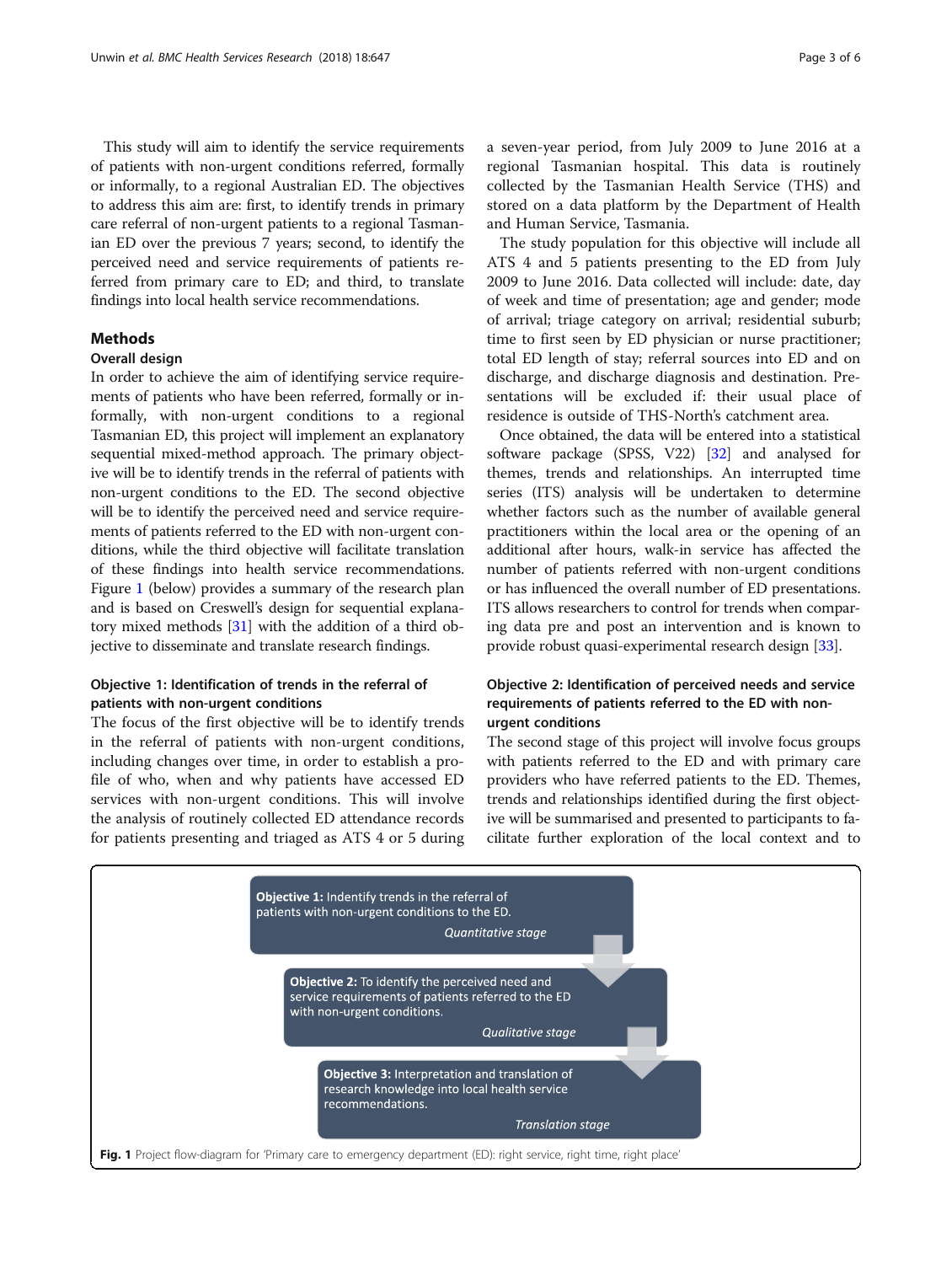This study will aim to identify the service requirements of patients with non-urgent conditions referred, formally or informally, to a regional Australian ED. The objectives to address this aim are: first, to identify trends in primary care referral of non-urgent patients to a regional Tasmanian ED over the previous 7 years; second, to identify the perceived need and service requirements of patients referred from primary care to ED; and third, to translate findings into local health service recommendations.

## Methods

### Overall design

In order to achieve the aim of identifying service requirements of patients who have been referred, formally or informally, with non-urgent conditions to a regional Tasmanian ED, this project will implement an explanatory sequential mixed-method approach. The primary objective will be to identify trends in the referral of patients with non-urgent conditions to the ED. The second objective will be to identify the perceived need and service requirements of patients referred to the ED with non-urgent conditions, while the third objective will facilitate translation of these findings into health service recommendations. Figure 1 (below) provides a summary of the research plan and is based on Creswell's design for sequential explanatory mixed methods [31] with the addition of a third objective to disseminate and translate research findings.

### Objective 1: Identification of trends in the referral of patients with non-urgent conditions

The focus of the first objective will be to identify trends in the referral of patients with non-urgent conditions, including changes over time, in order to establish a profile of who, when and why patients have accessed ED services with non-urgent conditions. This will involve the analysis of routinely collected ED attendance records for patients presenting and triaged as ATS 4 or 5 during a seven-year period, from July 2009 to June 2016 at a regional Tasmanian hospital. This data is routinely collected by the Tasmanian Health Service (THS) and stored on a data platform by the Department of Health and Human Service, Tasmania.

The study population for this objective will include all ATS 4 and 5 patients presenting to the ED from July 2009 to June 2016. Data collected will include: date, day of week and time of presentation; age and gender; mode of arrival; triage category on arrival; residential suburb; time to first seen by ED physician or nurse practitioner; total ED length of stay; referral sources into ED and on discharge, and discharge diagnosis and destination. Presentations will be excluded if: their usual place of residence is outside of THS-North's catchment area.

Once obtained, the data will be entered into a statistical software package (SPSS, V22) [32] and analysed for themes, trends and relationships. An interrupted time series (ITS) analysis will be undertaken to determine whether factors such as the number of available general practitioners within the local area or the opening of an additional after hours, walk-in service has affected the number of patients referred with non-urgent conditions or has influenced the overall number of ED presentations. ITS allows researchers to control for trends when comparing data pre and post an intervention and is known to provide robust quasi-experimental research design [33].

### Objective 2: Identification of perceived needs and service requirements of patients referred to the ED with non-urgent conditions

The second stage of this project will involve focus groups with patients referred to the ED and with primary care providers who have referred patients to the ED. Themes, trends and relationships identified during the first objective will be summarised and presented to participants to facilitate further exploration of the local context and to

**Objective 1:** Indentify trends in the referral of patients with non-urgent conditions to the ED.
*Quantitative stage*

**Objective 2:** To identify the perceived need and service requirements of patients referred to the ED with non-urgent conditions.
*Qualitative stage*

**Objective 3:** Interpretation and translation of research knowledge into local health service recommendations.
*Translation stage*

**Fig. 1** Project flow-diagram for 'Primary care to emergency department (ED): right service, right time, right place'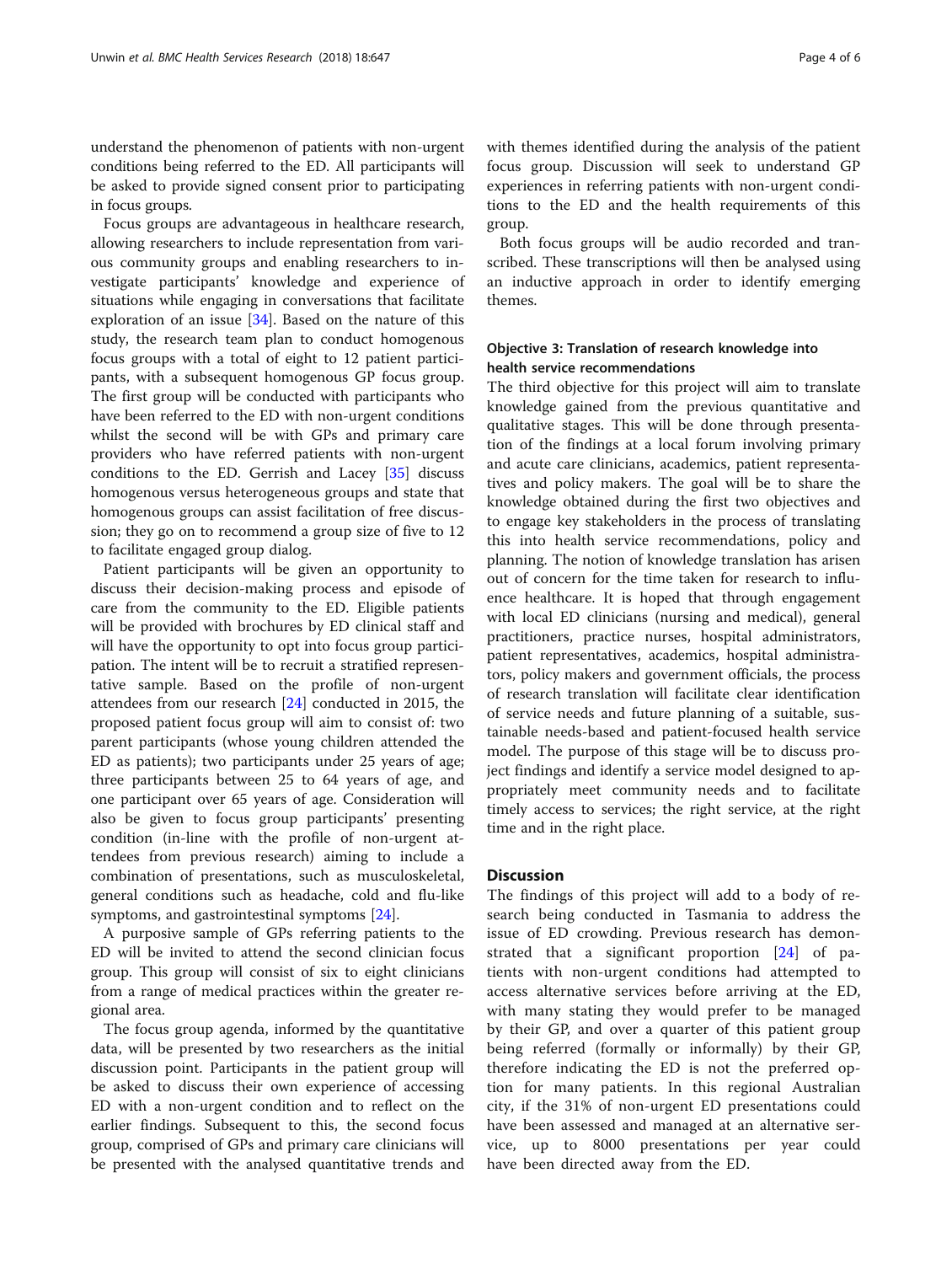understand the phenomenon of patients with non-urgent conditions being referred to the ED. All participants will be asked to provide signed consent prior to participating in focus groups.

Focus groups are advantageous in healthcare research, allowing researchers to include representation from various community groups and enabling researchers to investigate participants' knowledge and experience of situations while engaging in conversations that facilitate exploration of an issue [34]. Based on the nature of this study, the research team plan to conduct homogenous focus groups with a total of eight to 12 patient participants, with a subsequent homogenous GP focus group. The first group will be conducted with participants who have been referred to the ED with non-urgent conditions whilst the second will be with GPs and primary care providers who have referred patients with non-urgent conditions to the ED. Gerrish and Lacey [35] discuss homogenous versus heterogeneous groups and state that homogenous groups can assist facilitation of free discussion; they go on to recommend a group size of five to 12 to facilitate engaged group dialog.

Patient participants will be given an opportunity to discuss their decision-making process and episode of care from the community to the ED. Eligible patients will be provided with brochures by ED clinical staff and will have the opportunity to opt into focus group participation. The intent will be to recruit a stratified representative sample. Based on the profile of non-urgent attendees from our research [24] conducted in 2015, the proposed patient focus group will aim to consist of: two parent participants (whose young children attended the ED as patients); two participants under 25 years of age; three participants between 25 to 64 years of age, and one participant over 65 years of age. Consideration will also be given to focus group participants' presenting condition (in-line with the profile of non-urgent attendees from previous research) aiming to include a combination of presentations, such as musculoskeletal, general conditions such as headache, cold and flu-like symptoms, and gastrointestinal symptoms [24].

A purposive sample of GPs referring patients to the ED will be invited to attend the second clinician focus group. This group will consist of six to eight clinicians from a range of medical practices within the greater regional area.

The focus group agenda, informed by the quantitative data, will be presented by two researchers as the initial discussion point. Participants in the patient group will be asked to discuss their own experience of accessing ED with a non-urgent condition and to reflect on the earlier findings. Subsequent to this, the second focus group, comprised of GPs and primary care clinicians will be presented with the analysed quantitative trends and with themes identified during the analysis of the patient focus group. Discussion will seek to understand GP experiences in referring patients with non-urgent conditions to the ED and the health requirements of this group.

Both focus groups will be audio recorded and transcribed. These transcriptions will then be analysed using an inductive approach in order to identify emerging themes.

### Objective 3: Translation of research knowledge into health service recommendations

The third objective for this project will aim to translate knowledge gained from the previous quantitative and qualitative stages. This will be done through presentation of the findings at a local forum involving primary and acute care clinicians, academics, patient representatives and policy makers. The goal will be to share the knowledge obtained during the first two objectives and to engage key stakeholders in the process of translating this into health service recommendations, policy and planning. The notion of knowledge translation has arisen out of concern for the time taken for research to influence healthcare. It is hoped that through engagement with local ED clinicians (nursing and medical), general practitioners, practice nurses, hospital administrators, patient representatives, academics, hospital administrators, policy makers and government officials, the process of research translation will facilitate clear identification of service needs and future planning of a suitable, sustainable needs-based and patient-focused health service model. The purpose of this stage will be to discuss project findings and identify a service model designed to appropriately meet community needs and to facilitate timely access to services; the right service, at the right time and in the right place.

## Discussion

The findings of this project will add to a body of research being conducted in Tasmania to address the issue of ED crowding. Previous research has demonstrated that a significant proportion [24] of patients with non-urgent conditions had attempted to access alternative services before arriving at the ED, with many stating they would prefer to be managed by their GP, and over a quarter of this patient group being referred (formally or informally) by their GP, therefore indicating the ED is not the preferred option for many patients. In this regional Australian city, if the 31% of non-urgent ED presentations could have been assessed and managed at an alternative service, up to 8000 presentations per year could have been directed away from the ED.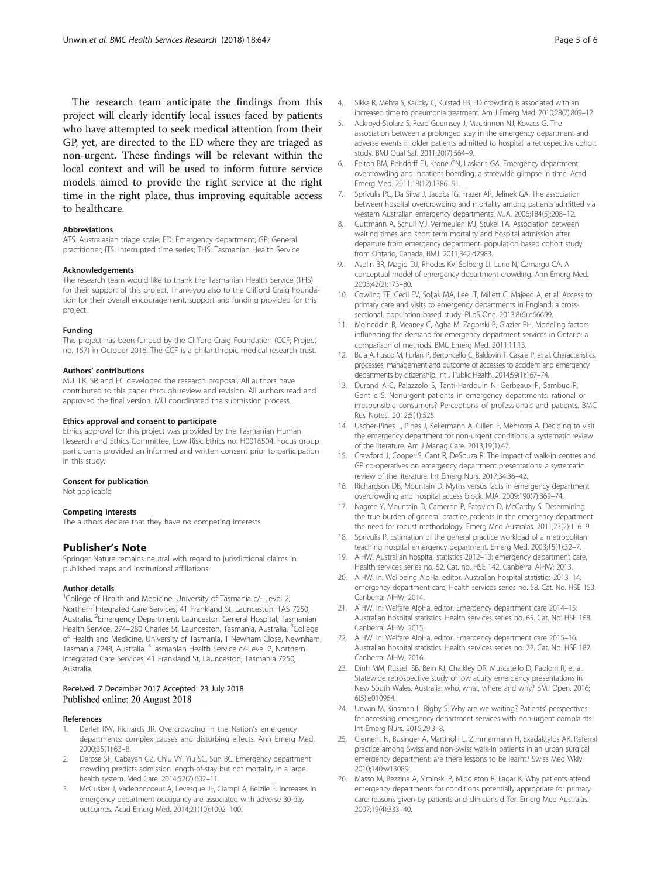The research team anticipate the findings from this project will clearly identify local issues faced by patients who have attempted to seek medical attention from their GP, yet, are directed to the ED where they are triaged as non-urgent. These findings will be relevant within the local context and will be used to inform future service models aimed to provide the right service at the right time in the right place, thus improving equitable access to healthcare.

#### Abbreviations

ATS: Australasian triage scale; ED: Emergency department; GP: General practitioner; ITS: Interrupted time series; THS: Tasmanian Health Service

#### Acknowledgements

The research team would like to thank the Tasmanian Health Service (THS) for their support of this project. Thank-you also to the Clifford Craig Foundation for their overall encouragement, support and funding provided for this project.

#### Funding

This project has been funded by the Clifford Craig Foundation (CCF; Project no. 157) in October 2016. The CCF is a philanthropic medical research trust.

#### Authors' contributions

MU, LK, SR and EC developed the research proposal. All authors have contributed to this paper through review and revision. All authors read and approved the final version. MU coordinated the submission process.

#### Ethics approval and consent to participate

Ethics approval for this project was provided by the Tasmanian Human Research and Ethics Committee, Low Risk. Ethics no: H0016504. Focus group participants provided an informed and written consent prior to participation in this study.

#### Consent for publication

Not applicable.

#### Competing interests

The authors declare that they have no competing interests.

## Publisher's Note

Springer Nature remains neutral with regard to jurisdictional claims in published maps and institutional affiliations.

#### Author details

[1]College of Health and Medicine, University of Tasmania c/- Level 2, Northern Integrated Care Services, 41 Frankland St, Launceston, TAS 7250, Australia. [2]Emergency Department, Launceston General Hospital, Tasmanian Health Service, 274–280 Charles St, Launceston, Tasmania, Australia. [3]College of Health and Medicine, University of Tasmania, 1 Newham Close, Newnham, Tasmania 7248, Australia. [4]Tasmanian Health Service c/-Level 2, Northern Integrated Care Services, 41 Frankland St, Launceston, Tasmania 7250, Australia.

Received: 7 December 2017 Accepted: 23 July 2018
Published online: 20 August 2018

#### References

1. Derlet RW, Richards JR. Overcrowding in the Nation's emergency departments: complex causes and disturbing effects. Ann Emerg Med. 2000;35(1):63–8.
2. Derose SF, Gabayan GZ, Chiu VY, Yiu SC, Sun BC. Emergency department crowding predicts admission length-of-stay but not mortality in a large health system. Med Care. 2014;52(7):602–11.
3. McCusker J, Vadeboncoeur A, Levesque JF, Ciampi A, Belzile E. Increases in emergency department occupancy are associated with adverse 30-day outcomes. Acad Emerg Med. 2014;21(10):1092–100.
4. Sikka R, Mehta S, Kaucky C, Kulstad EB. ED crowding is associated with an increased time to pneumonia treatment. Am J Emerg Med. 2010;28(7):809–12.
5. Ackroyd-Stolarz S, Read Guernsey J, Mackinnon NJ, Kovacs G. The association between a prolonged stay in the emergency department and adverse events in older patients admitted to hospital: a retrospective cohort study. BMJ Qual Saf. 2011;20(7):564–9.
6. Felton BM, Reisdorff EJ, Krone CN, Laskaris GA. Emergency department overcrowding and inpatient boarding: a statewide glimpse in time. Acad Emerg Med. 2011;18(12):1386–91.
7. Sprivulis PC, Da Silva J, Jacobs IG, Frazer AR, Jelinek GA. The association between hospital overcrowding and mortality among patients admitted via western Australian emergency departments. MJA. 2006;184(5):208–12.
8. Guttmann A, Schull MJ, Vermeulen MJ, Stukel TA. Association between waiting times and short term mortality and hospital admission after departure from emergency department: population based cohort study from Ontario, Canada. BMJ. 2011;342:d2983.
9. Asplin BR, Magid DJ, Rhodes KV, Solberg LI, Lurie N, Camargo CA. A conceptual model of emergency department crowding. Ann Emerg Med. 2003;42(2):173–80.
10. Cowling TE, Cecil EV, Soljak MA, Lee JT, Millett C, Majeed A, et al. Access to primary care and visits to emergency departments in England: a cross-sectional, population-based study. PLoS One. 2013;8(6):e66699.
11. Moineddin R, Meaney C, Agha M, Zagorski B, Glazier RH. Modeling factors influencing the demand for emergency department services in Ontario: a comparison of methods. BMC Emerg Med. 2011;11:13.
12. Buja A, Fusco M, Furlan P, Bertoncello C, Baldovin T, Casale P, et al. Characteristics, processes, management and outcome of accesses to accident and emergency departments by citizenship. Int J Public Health. 2014;59(1):167–74.
13. Durand A-C, Palazzolo S, Tanti-Hardouin N, Gerbeaux P, Sambuc R, Gentile S. Nonurgent patients in emergency departments: rational or irresponsible consumers? Perceptions of professionals and patients. BMC Res Notes. 2012;5(1):525.
14. Uscher-Pines L, Pines J, Kellermann A, Gillen E, Mehrotra A. Deciding to visit the emergency department for non-urgent conditions: a systematic review of the literature. Am J Manag Care. 2013;19(1):47.
15. Crawford J, Cooper S, Cant R, DeSouza R. The impact of walk-in centres and GP co-operatives on emergency department presentations: a systematic review of the literature. Int Emerg Nurs. 2017;34:36–42.
16. Richardson DB, Mountain D. Myths versus facts in emergency department overcrowding and hospital access block. MJA. 2009;190(7):369–74.
17. Nagree Y, Mountain D, Cameron P, Fatovich D, McCarthy S. Determining the true burden of general practice patients in the emergency department: the need for robust methodology. Emerg Med Australas. 2011;23(2):116–9.
18. Sprivulis P. Estimation of the general practice workload of a metropolitan teaching hospital emergency department. Emerg Med. 2003;15(1):32–7.
19. AIHW. Australian hospital statistics 2012–13: emergency department care, Health services series no. 52. Cat. no. HSE 142. Canberra: AIHW; 2013.
20. AIHW. In: Wellbeing AIoHa, editor. Australian hospital statistics 2013–14: emergency department care, Health services series no. 58. Cat. No. HSE 153. Canberra: AIHW; 2014.
21. AIHW. In: Welfare AIoHa, editor. Emergency department care 2014–15: Australian hospital statistics. Health services series no. 65. Cat. No. HSE 168. Canberra: AIHW; 2015.
22. AIHW. In: Welfare AIoHa, editor. Emergency department care 2015–16: Australian hospital statistics. Health services series no. 72. Cat. No. HSE 182. Canberra: AIHW; 2016.
23. Dinh MM, Russell SB, Bein KJ, Chalkley DR, Muscatello D, Paoloni R, et al. Statewide retrospective study of low acuity emergency presentations in New South Wales, Australia: who, what, where and why? BMJ Open. 2016; 6(5):e010964.
24. Unwin M, Kinsman L, Rigby S. Why are we waiting? Patients' perspectives for accessing emergency department services with non-urgent complaints. Int Emerg Nurs. 2016;29:3–8.
25. Clement N, Businger A, Martinolli L, Zimmermann H, Exadaktylos AK. Referral practice among Swiss and non-Swiss walk-in patients in an urban surgical emergency department: are there lessons to be learnt? Swiss Med Wkly. 2010;140:w13089.
26. Masso M, Bezzina A, Siminski P, Middleton R, Eagar K. Why patients attend emergency departments for conditions potentially appropriate for primary care: reasons given by patients and clinicians differ. Emerg Med Australas. 2007;19(4):333–40.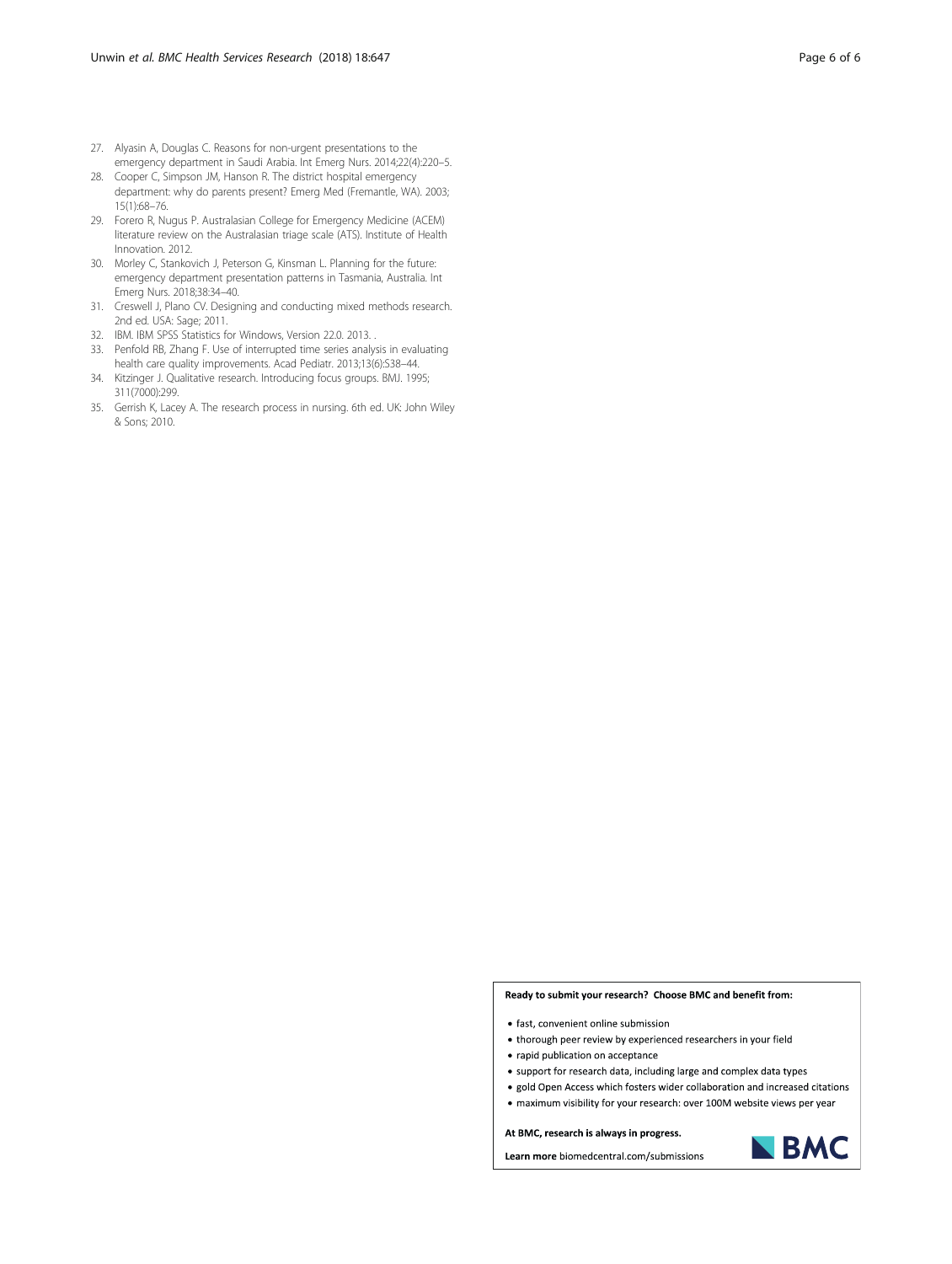27. Alyasin A, Douglas C. Reasons for non-urgent presentations to the emergency department in Saudi Arabia. Int Emerg Nurs. 2014;22(4):220–5.
28. Cooper C, Simpson JM, Hanson R. The district hospital emergency department: why do parents present? Emerg Med (Fremantle, WA). 2003; 15(1):68–76.
29. Forero R, Nugus P. Australasian College for Emergency Medicine (ACEM) literature review on the Australasian triage scale (ATS). Institute of Health Innovation. 2012.
30. Morley C, Stankovich J, Peterson G, Kinsman L. Planning for the future: emergency department presentation patterns in Tasmania, Australia. Int Emerg Nurs. 2018;38:34–40.
31. Creswell J, Plano CV. Designing and conducting mixed methods research. 2nd ed. USA: Sage; 2011.
32. IBM. IBM SPSS Statistics for Windows, Version 22.0. 2013. .
33. Penfold RB, Zhang F. Use of interrupted time series analysis in evaluating health care quality improvements. Acad Pediatr. 2013;13(6):S38–44.
34. Kitzinger J. Qualitative research. Introducing focus groups. BMJ. 1995; 311(7000):299.
35. Gerrish K, Lacey A. The research process in nursing. 6th ed. UK: John Wiley & Sons; 2010.

**Ready to submit your research? Choose BMC and benefit from:**

- fast, convenient online submission
- thorough peer review by experienced researchers in your field
- rapid publication on acceptance
- support for research data, including large and complex data types
- gold Open Access which fosters wider collaboration and increased citations
- maximum visibility for your research: over 100M website views per year

**At BMC, research is always in progress.**

**Learn more** biomedcentral.com/submissions

BMC